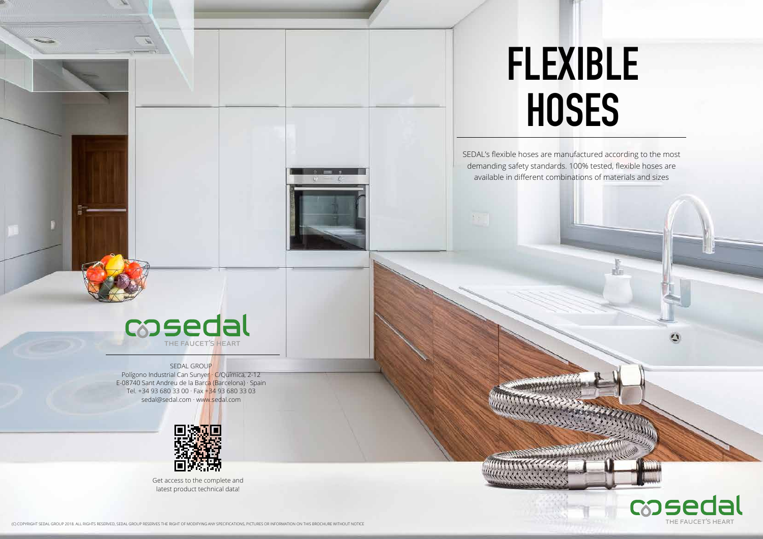# FLEXIBLE HOSES

SEDAL's flexible hoses are manufactured according to the most demanding safety standards. 100% tested, flexible hoses are available in different combinations of materials and sizes

sedal
THE FAUCET'S HEART

SEDAL GROUP
Polígono Industrial Can Sunyer · C/Química, 2-12
E-08740 Sant Andreu de la Barca (Barcelona) · Spain
Tel. +34 93 680 33 00 · Fax +34 93 680 33 03
sedal@sedal.com · www.sedal.com

Get access to the complete and latest product technical data!

sedal
THE FAUCET'S HEART

(C) COPYRIGHT SEDAL GROUP 2018. ALL RIGHTS RESERVED, SEDAL GROUP RESERVES THE RIGHT OF MODIFYING ANY SPECIFICATIONS, PICTURES OR INFORMATION ON THIS BROCHURE WITHOUT NOTICE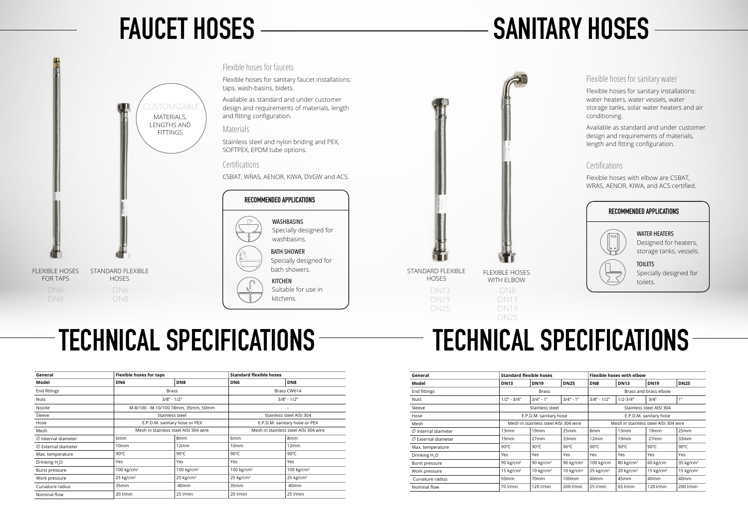# FAUCET HOSES

CUSTOMIZABLE MATERIALS, LENGTHS AND FITTINGS

FLEXIBLE HOSES FOR TAPS
DN6
DN8

STANDARD FLEXIBLE HOSES
DN6
DN8

## Flexible hoses for faucets

Flexible hoses for sanitary faucet installations: taps, wash-basins, bidets.

Available as standard and under customer design and requirements of materials, length and fitting configuration.

## Materials

Stainless steel and nylon briding and PEX, SOFTPEX, EPDM tube options.

## Certifications

CSBAT, WRAS, AENOR, KIWA, DVGW and ACS.

### RECOMMENDED APPLICATIONS

**WASHBASINS**
Specially designed for washbasins.

**BATH-SHOWER**
Specially designed for bath showers.

**KITCHEN**
Suitable for use in kitchens.

# SANITARY HOSES

STANDARD FLEXIBLE HOSES
DN13
DN19
DN25

FLEXIBLE HOSES WITH ELBOW
DN8
DN13
DN19
DN25

## Flexible hoses for sanitary water

Flexible hoses for sanitary installations: water heaters, water vessels, water storage tanks, solar water heaters and air conditioning.

Available as standard and under customer design and requirements of materials, length and fitting configuration.

## Certifications

Flexible hoses with elbow are CSBAT, WRAS, AENOR, KIWA, and ACS certified.

### RECOMMENDED APPLICATIONS

**WATER HEATERS**
Designed for heaters, storage tanks, vessels.

**TOILETS**
Specially designed for toilets.

# TECHNICAL SPECIFICATIONS

| General | Flexible hoses for taps | | Standard flexible hoses | |
|---|---|---|---|---|
| Model | DN6 | DN8 | DN6 | DN8 |
| End fittings | Brass | | Brass CW614 | |
| Nuts | 3/8" - 1/2" | | 3/8" - 1/2" | |
| Nozzle | M-8/100 - M-10/100 18mm, 35mm, 50mm | | - | |
| Sleeve | Stainless steel | | Stainless steel AISI 304 | |
| Hose | E.P.D.M. sanitary hose or PEX | | E.P.D.M. sanitary hose or PEX | |
| Mesh | Mesh in stainless steel AISI 304 wire | | Mesh in stainless steel AISI 304 wire | |
| ∅ Internal diameter | 6mm | 8mm | 6mm | 8mm |
| ∅ External diameter | 10mm | 12mm | 10mm | 12mm |
| Max. temperature | 90ºC | 90ºC | 90ºC | 90ºC |
| Drinking $H_2O$ | Yes | Yes | Yes | Yes |
| Burst pressure | 100 kg/cm² | 100 kg/cm² | 100 kg/cm² | 100 kg/cm² |
| Work pressure | 25 kg/cm² | 25 kg/cm² | 25 kg/cm² | 25 kg/cm² |
| Curvature radius | 35mm | 40mm | 35mm | 40mm |
| Nominal flow | 20 l/min | 25 l/min | 20 l/min | 25 l/min |

# TECHNICAL SPECIFICATIONS

| General | Standard flexible hoses | | | Flexible hoses with elbow | | | |
|---|---|---|---|---|---|---|---|
| Model | DN13 | DN19 | DN25 | DN8 | DN13 | DN19 | DN25 |
| End fittings | Brass | | | Brass and brass elbow | | | |
| Nuts | 1/2" - 3/4" | 3/4" - 1" | 3/4" - 1" | 3/8" - 1/2" | 1/2-3/4" | 3/4" | 1" |
| Sleeve | Stainless steel | | | Stainless steel AISI 304 | | | |
| Hose | E.P.D.M. sanitary hose | | | E.P.D.M. sanitary hose | | | |
| Mesh | Mesh in stainless steel AISI 304 wire | | | Mesh in stainless steel AISI 304 wire | | | |
| ∅ Internal diameter | 13mm | 19mm | 25mm | 8mm | 13mm | 19mm | 25mm |
| ∅ External diameter | 19mm | 27mm | 33mm | 12mm | 19mm | 27mm | 33mm |
| Max. temperature | 90ºC | 90ºC | 90ºC | 90ºC | 90ºC | 90ºC | 90ºC |
| Drinking $H_2O$ | Yes | Yes | Yes | Yes | Yes | Yes | Yes |
| Burst pressure | 90 kg/cm² | 90 kg/cm² | 90 kg/cm² | 100 kg/cm | 80 kg/cm² | 60 kg/cm | 35 kg/cm² |
| Work pressure | 15 kg/cm² | 10 kg/cm² | 10 kg/cm² | 25 kg/cm² | 20 kg/cm² | 15 kg/cm² | 15 kg/cm² |
| Curvature radius | 50mm | 70mm | 100mm | 40mm | 45mm | 40mm | 40mm |
| Nominal flow | 70 l/min | 120 l/min | 200 l/min | 25 l/min | 65 l/min | 120 l/min | 200 l/min |